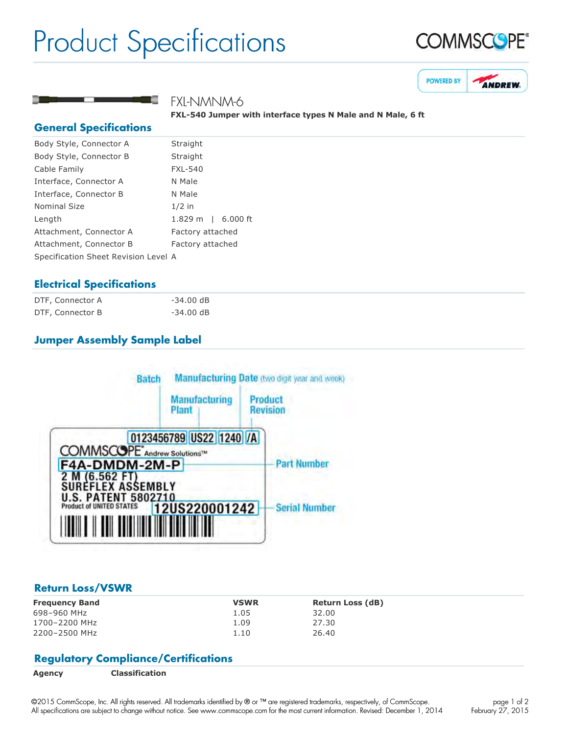# Product Specifications

COMMSCOPE®

POWERED BY ANDREW

## FXL-NMNM-6

**FXL-540 Jumper with interface types N Male and N Male, 6 ft**

## General Specifications

| | |
|---|---|
| Body Style, Connector A | Straight |
| Body Style, Connector B | Straight |
| Cable Family | FXL-540 |
| Interface, Connector A | N Male |
| Interface, Connector B | N Male |
| Nominal Size | 1/2 in |
| Length | 1.829 m \| 6.000 ft |
| Attachment, Connector A | Factory attached |
| Attachment, Connector B | Factory attached |
| Specification Sheet Revision Level | A |

## Electrical Specifications

| | |
|---|---|
| DTF, Connector A | -34.00 dB |
| DTF, Connector B | -34.00 dB |

## Jumper Assembly Sample Label

Batch | Manufacturing Date (two digit year and week) | Manufacturing Plant | Product Revision

0123456789 | US22 | 1240 | /A

COMMSCOPE® Andrew Solutions™

F4A-DMDM-2M-P — Part Number

2 M (6.562 FT)
SUREFLEX ASSEMBLY
U.S. PATENT 5802710
Product of UNITED STATES

12US220001242 — Serial Number

## Return Loss/VSWR

| Frequency Band | VSWR | Return Loss (dB) |
|---|---|---|
| 698–960 MHz | 1.05 | 32.00 |
| 1700–2200 MHz | 1.09 | 27.30 |
| 2200–2500 MHz | 1.10 | 26.40 |

## Regulatory Compliance/Certifications

| Agency | Classification |
|---|---|

©2015 CommScope, Inc. All rights reserved. All trademarks identified by ® or ™ are registered trademarks, respectively, of CommScope.
All specifications are subject to change without notice. See www.commscope.com for the most current information. Revised: December 1, 2014

February 27, 2015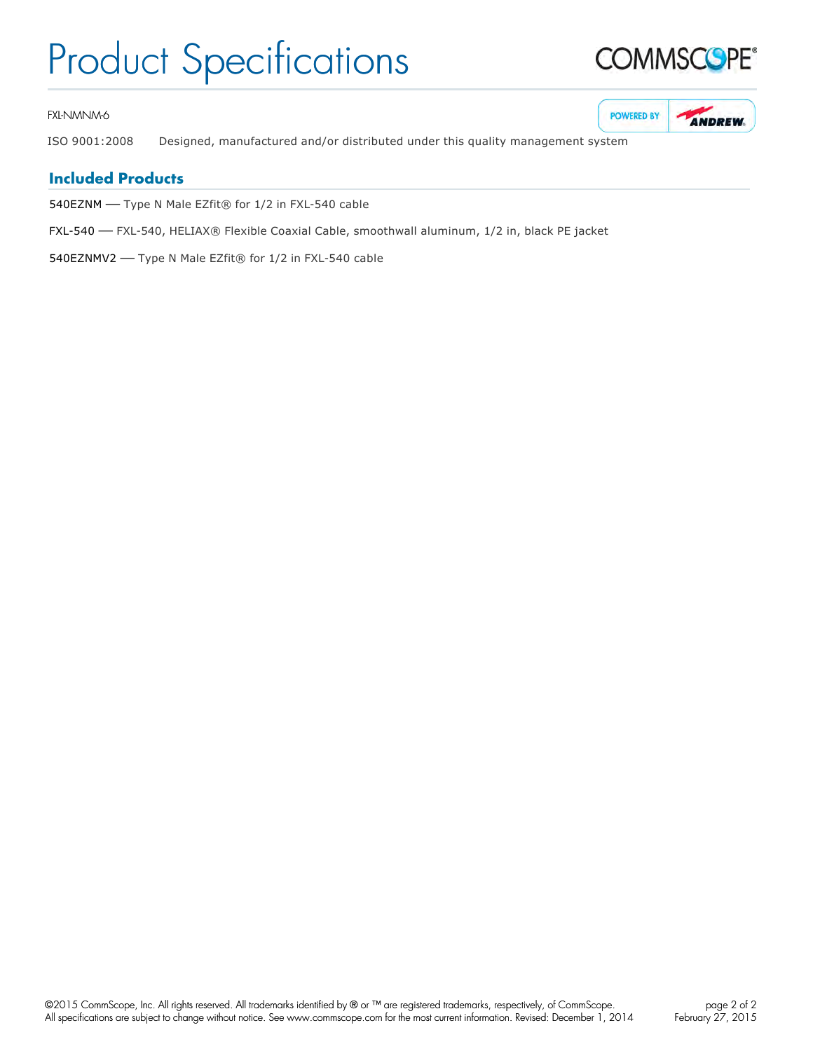# Product Specifications

FXL-NMNM-6

ISO 9001:2008 Designed, manufactured and/or distributed under this quality management system

## Included Products

540EZNM — Type N Male EZfit® for 1/2 in FXL-540 cable

FXL-540 — FXL-540, HELIAX® Flexible Coaxial Cable, smoothwall aluminum, 1/2 in, black PE jacket

540EZNMV2 — Type N Male EZfit® for 1/2 in FXL-540 cable

©2015 CommScope, Inc. All rights reserved. All trademarks identified by ® or ™ are registered trademarks, respectively, of CommScope.
All specifications are subject to change without notice. See www.commscope.com for the most current information. Revised: December 1, 2014